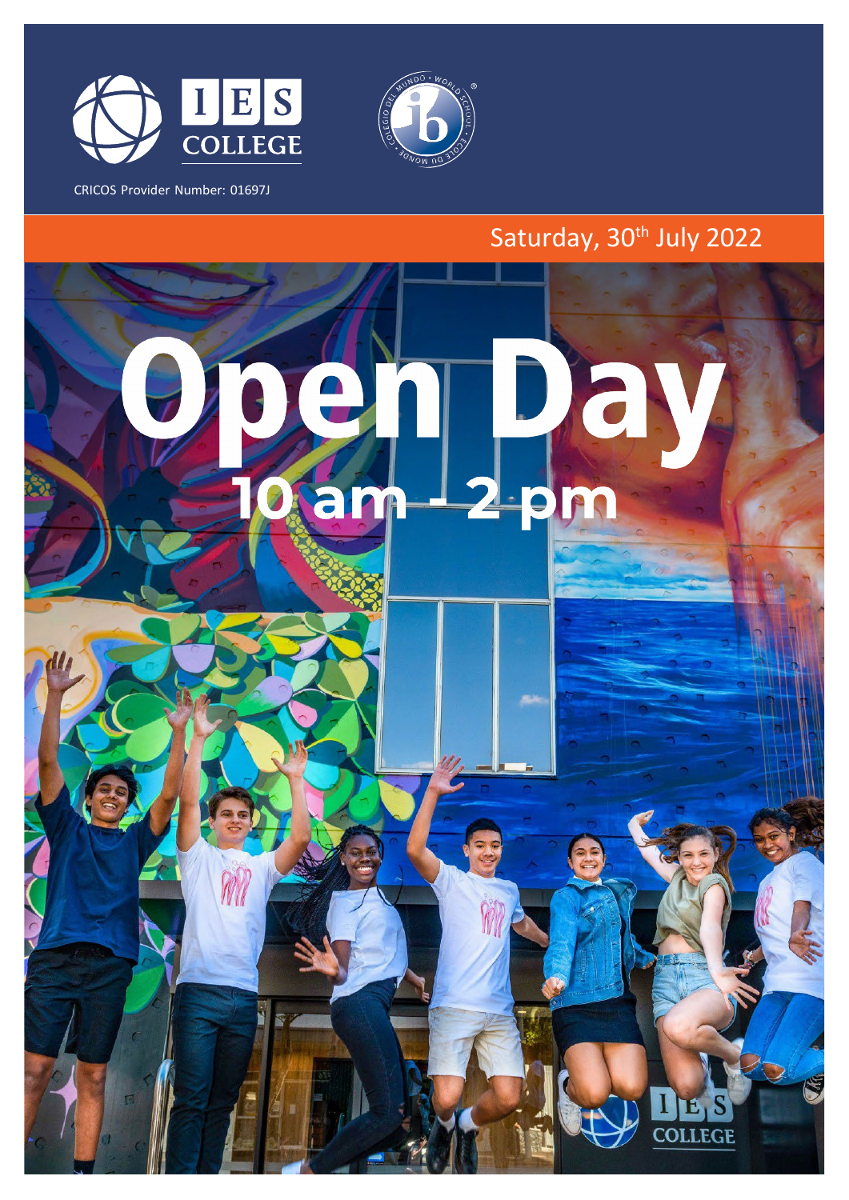IES COLLEGE

CRICOS Provider Number: 01697J

Saturday, 30th July 2022

# Open Day

## 10 am - 2 pm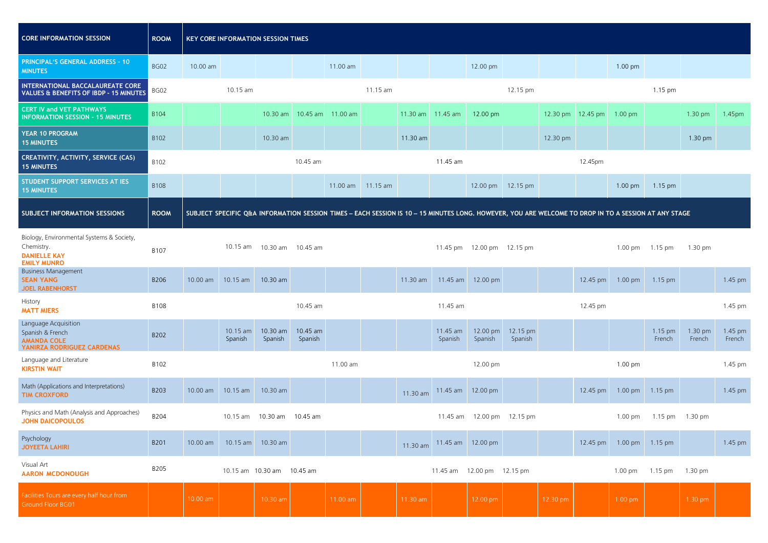| CORE INFORMATION SESSION | ROOM | KEY CORE INFORMATION SESSION TIMES | | | | | | | | | | | | | | | |
|---|---|---|---|---|---|---|---|---|---|---|---|---|---|---|---|---|---|
| **PRINCIPAL'S GENERAL ADDRESS - 10 MINUTES** | BG02 | 10.00 am | | | | 11.00 am | | | | 12.00 pm | | | | 1.00 pm | | | |
| **INTERNATIONAL BACCALAUREATE CORE VALUES & BENEFITS OF IBDP - 15 MINUTES** | BG02 | | 10.15 am | | | | 11.15 am | | | | 12.15 pm | | | | 1.15 pm | | |
| **CERT IV and VET PATHWAYS INFORMATION SESSION - 15 MINUTES** | B104 | | | 10.30 am | 10.45 am | 11.00 am | | 11.30 am | 11.45 am | 12.00 pm | | 12.30 pm | 12.45 pm | 1.00 pm | | 1.30 pm | 1.45pm |
| **YEAR 10 PROGRAM 15 MINUTES** | B102 | | | 10.30 am | | | | 11.30 am | | | | 12.30 pm | | | | 1.30 pm | |
| **CREATIVITY, ACTIVITY, SERVICE (CAS) 15 MINUTES** | B102 | | | | 10.45 am | | | | 11.45 am | | | | 12.45pm | | | | |
| **STUDENT SUPPORT SERVICES AT IES 15 MINUTES** | B108 | | | | | 11.00 am | 11.15 am | | | 12.00 pm | 12.15 pm | | | 1.00 pm | 1.15 pm | | |
| **SUBJECT INFORMATION SESSIONS** | **ROOM** | **SUBJECT SPECIFIC Q&A INFORMATION SESSION TIMES – EACH SESSION IS 10 – 15 MINUTES LONG. HOWEVER, YOU ARE WELCOME TO DROP IN TO A SESSION AT ANY STAGE** | | | | | | | | | | | | | | | |
| Biology, Environmental Systems & Society, Chemistry. **DANIELLE KAY** **EMILY MUNRO** | B107 | | 10.15 am | 10.30 am | 10.45 am | | | | 11.45 pm | 12.00 pm | 12.15 pm | | | 1.00 pm | 1.15 pm | 1.30 pm | |
| Business Management **SEAN YANG** **JOEL RABENHORST** | B206 | 10.00 am | 10.15 am | 10.30 am | | | | 11.30 am | 11.45 am | 12.00 pm | | | 12.45 pm | 1.00 pm | 1.15 pm | | 1.45 pm |
| History **MATT MIERS** | B108 | | | | 10.45 am | | | | 11.45 am | | | | 12.45 pm | | | | 1.45 pm |
| Language Acquisition Spanish & French **AMANDA COLE** **YANIRZA RODRIGUEZ CARDENAS** | B202 | | 10.15 am Spanish | 10.30 am Spanish | 10.45 am Spanish | | | | 11.45 am Spanish | 12.00 pm Spanish | 12.15 pm Spanish | | | | 1.15 pm French | 1.30 pm French | 1.45 pm French |
| Language and Literature **KIRSTIN WAIT** | B102 | | | | | 11.00 am | | | | 12.00 pm | | | | 1.00 pm | | | 1.45 pm |
| Math (Applications and Interpretations) **TIM CROXFORD** | B203 | 10.00 am | 10.15 am | 10.30 am | | | | 11.30 am | 11.45 am | 12.00 pm | | | 12.45 pm | 1.00 pm | 1.15 pm | | 1.45 pm |
| Physics and Math (Analysis and Approaches) **JOHN DAICOPOULOS** | B204 | | 10.15 am | 10.30 am | 10.45 am | | | | 11.45 am | 12.00 pm | 12.15 pm | | | 1.00 pm | 1.15 pm | 1.30 pm | |
| Psychology **JOYEETA LAHIRI** | B201 | 10.00 am | 10.15 am | 10.30 am | | | | 11.30 am | 11.45 am | 12.00 pm | | | 12.45 pm | 1.00 pm | 1.15 pm | | 1.45 pm |
| Visual Art **AARON MCDONOUGH** | B205 | | 10.15 am | 10.30 am | 10.45 am | | | | 11.45 am | 12.00 pm | 12.15 pm | | | 1.00 pm | 1.15 pm | 1.30 pm | |
| Facilities Tours are every half hour from Ground Floor BG01 | | 10.00 am | | 10.30 am | | 11.00 am | | 11.30 am | | 12.00 pm | | 12.30 pm | | 1.00 pm | | 1.30 pm | |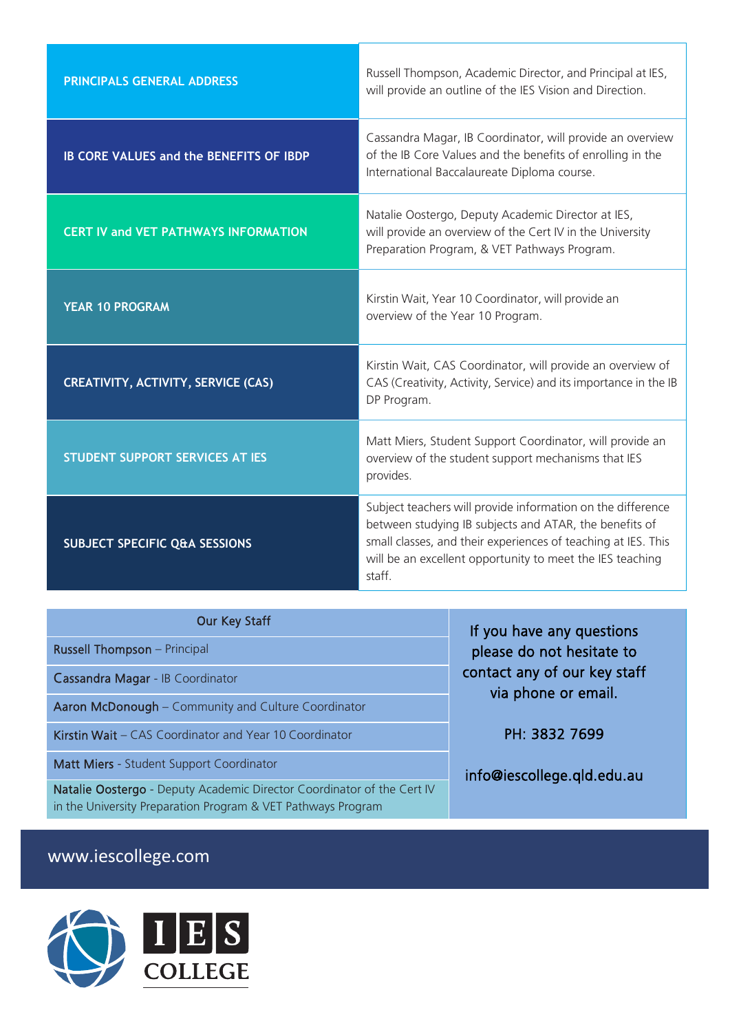| | |
|---|---|
| **PRINCIPALS GENERAL ADDRESS** | Russell Thompson, Academic Director, and Principal at IES, will provide an outline of the IES Vision and Direction. |
| **IB CORE VALUES and the BENEFITS OF IBDP** | Cassandra Magar, IB Coordinator, will provide an overview of the IB Core Values and the benefits of enrolling in the International Baccalaureate Diploma course. |
| **CERT IV and VET PATHWAYS INFORMATION** | Natalie Oostergo, Deputy Academic Director at IES, will provide an overview of the Cert IV in the University Preparation Program, & VET Pathways Program. |
| **YEAR 10 PROGRAM** | Kirstin Wait, Year 10 Coordinator, will provide an overview of the Year 10 Program. |
| **CREATIVITY, ACTIVITY, SERVICE (CAS)** | Kirstin Wait, CAS Coordinator, will provide an overview of CAS (Creativity, Activity, Service) and its importance in the IB DP Program. |
| **STUDENT SUPPORT SERVICES AT IES** | Matt Miers, Student Support Coordinator, will provide an overview of the student support mechanisms that IES provides. |
| **SUBJECT SPECIFIC Q&A SESSIONS** | Subject teachers will provide information on the difference between studying IB subjects and ATAR, the benefits of small classes, and their experiences of teaching at IES. This will be an excellent opportunity to meet the IES teaching staff. |

| Our Key Staff |
|---|
| Russell Thompson – Principal |
| Cassandra Magar - IB Coordinator |
| Aaron McDonough – Community and Culture Coordinator |
| Kirstin Wait – CAS Coordinator and Year 10 Coordinator |
| Matt Miers - Student Support Coordinator |
| Natalie Oostergo - Deputy Academic Director Coordinator of the Cert IV in the University Preparation Program & VET Pathways Program |

If you have any questions please do not hesitate to contact any of our key staff via phone or email.

PH: 3832 7699

info@iescollege.qld.edu.au

www.iescollege.com

IES COLLEGE